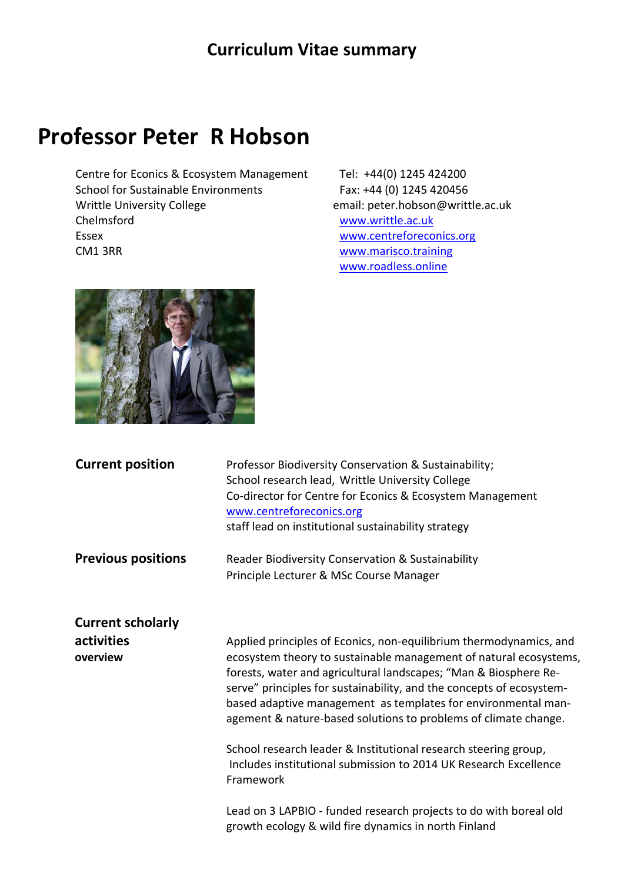# Curriculum Vitae summary

## Professor Peter R Hobson

Centre for Econics & Ecosystem Management
School for Sustainable Environments
Writtle University College
Chelmsford
Essex
CM1 3RR

Tel: +44(0) 1245 424200
Fax: +44 (0) 1245 420456
email: peter.hobson@writtle.ac.uk
www.writtle.ac.uk
www.centreforeconics.org
www.marisco.training
www.roadless.online

**Current position**

Professor Biodiversity Conservation & Sustainability;
School research lead, Writtle University College
Co-director for Centre for Econics & Ecosystem Management
www.centreforeconics.org
staff lead on institutional sustainability strategy

**Previous positions**

Reader Biodiversity Conservation & Sustainability
Principle Lecturer & MSc Course Manager

**Current scholarly activities overview**

Applied principles of Econics, non-equilibrium thermodynamics, and ecosystem theory to sustainable management of natural ecosystems, forests, water and agricultural landscapes; "Man & Biosphere Reserve" principles for sustainability, and the concepts of ecosystem-based adaptive management as templates for environmental management & nature-based solutions to problems of climate change.

School research leader & Institutional research steering group, Includes institutional submission to 2014 UK Research Excellence Framework

Lead on 3 LAPBIO - funded research projects to do with boreal old growth ecology & wild fire dynamics in north Finland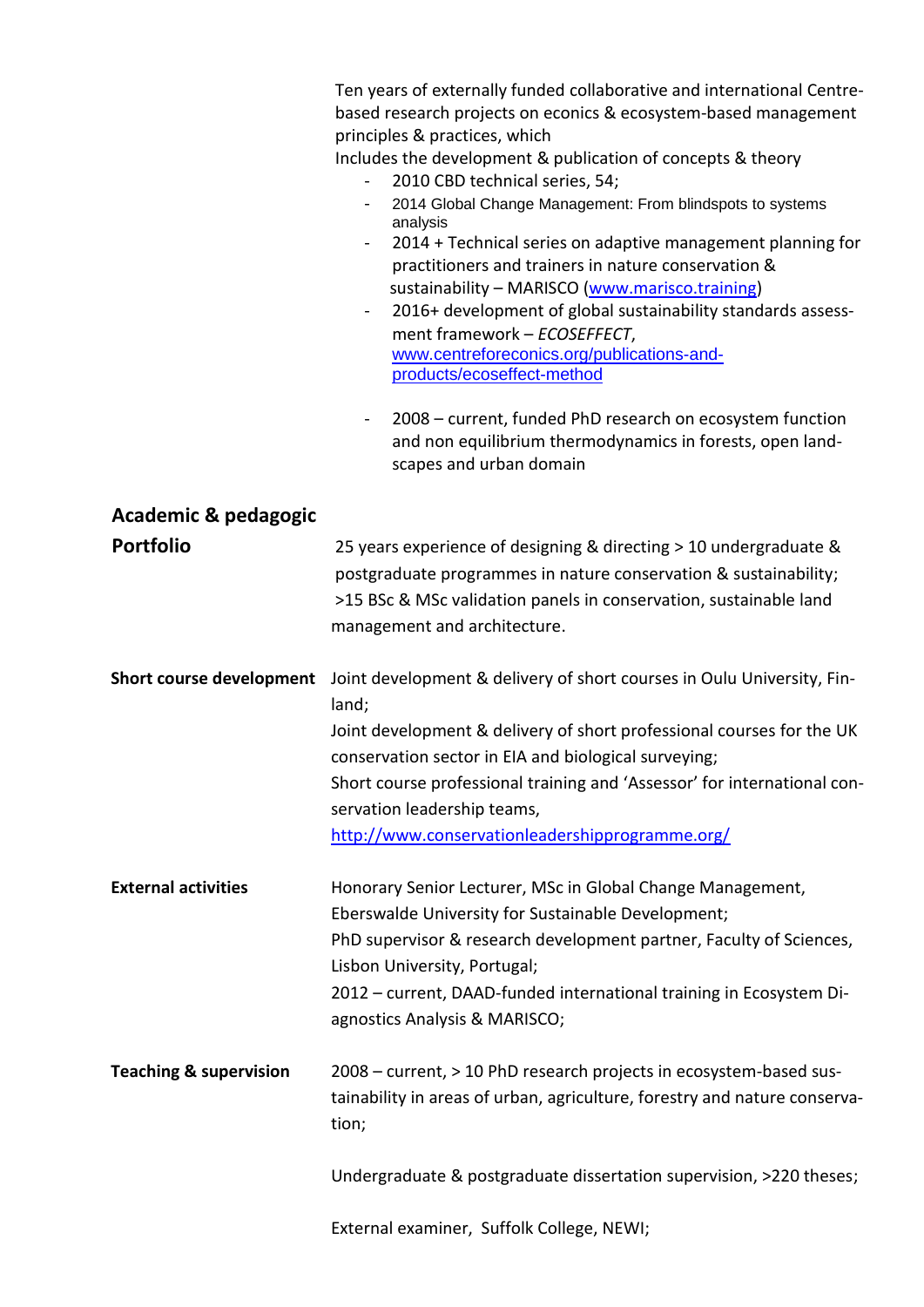Ten years of externally funded collaborative and international Centre-based research projects on econics & ecosystem-based management principles & practices, which

Includes the development & publication of concepts & theory

- 2010 CBD technical series, 54;
- 2014 Global Change Management: From blindspots to systems analysis
- 2014 + Technical series on adaptive management planning for practitioners and trainers in nature conservation & sustainability – MARISCO (www.marisco.training)
- 2016+ development of global sustainability standards assessment framework – *ECOSEFFECT*, www.centreforeconics.org/publications-and-products/ecoseffect-method

- 2008 – current, funded PhD research on ecosystem function and non equilibrium thermodynamics in forests, open landscapes and urban domain

## Academic & pedagogic Portfolio

25 years experience of designing & directing > 10 undergraduate & postgraduate programmes in nature conservation & sustainability; >15 BSc & MSc validation panels in conservation, sustainable land management and architecture.

**Short course development**

Joint development & delivery of short courses in Oulu University, Finland;

Joint development & delivery of short professional courses for the UK conservation sector in EIA and biological surveying;

Short course professional training and 'Assessor' for international conservation leadership teams, http://www.conservationleadershipprogramme.org/

**External activities**

Honorary Senior Lecturer, MSc in Global Change Management, Eberswalde University for Sustainable Development;

PhD supervisor & research development partner, Faculty of Sciences, Lisbon University, Portugal;

2012 – current, DAAD-funded international training in Ecosystem Diagnostics Analysis & MARISCO;

**Teaching & supervision**

2008 – current, > 10 PhD research projects in ecosystem-based sustainability in areas of urban, agriculture, forestry and nature conservation;

Undergraduate & postgraduate dissertation supervision, >220 theses;

External examiner, Suffolk College, NEWI;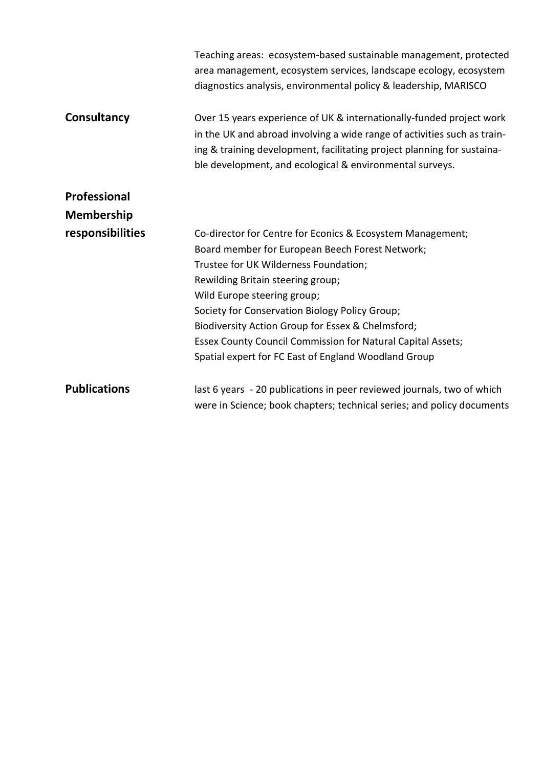Teaching areas: ecosystem-based sustainable management, protected area management, ecosystem services, landscape ecology, ecosystem diagnostics analysis, environmental policy & leadership, MARISCO

**Consultancy**

Over 15 years experience of UK & internationally-funded project work in the UK and abroad involving a wide range of activities such as training & training development, facilitating project planning for sustainable development, and ecological & environmental surveys.

**Professional Membership responsibilities**

Co-director for Centre for Econics & Ecosystem Management;
Board member for European Beech Forest Network;
Trustee for UK Wilderness Foundation;
Rewilding Britain steering group;
Wild Europe steering group;
Society for Conservation Biology Policy Group;
Biodiversity Action Group for Essex & Chelmsford;
Essex County Council Commission for Natural Capital Assets;
Spatial expert for FC East of England Woodland Group

**Publications**

last 6 years - 20 publications in peer reviewed journals, two of which were in Science; book chapters; technical series; and policy documents